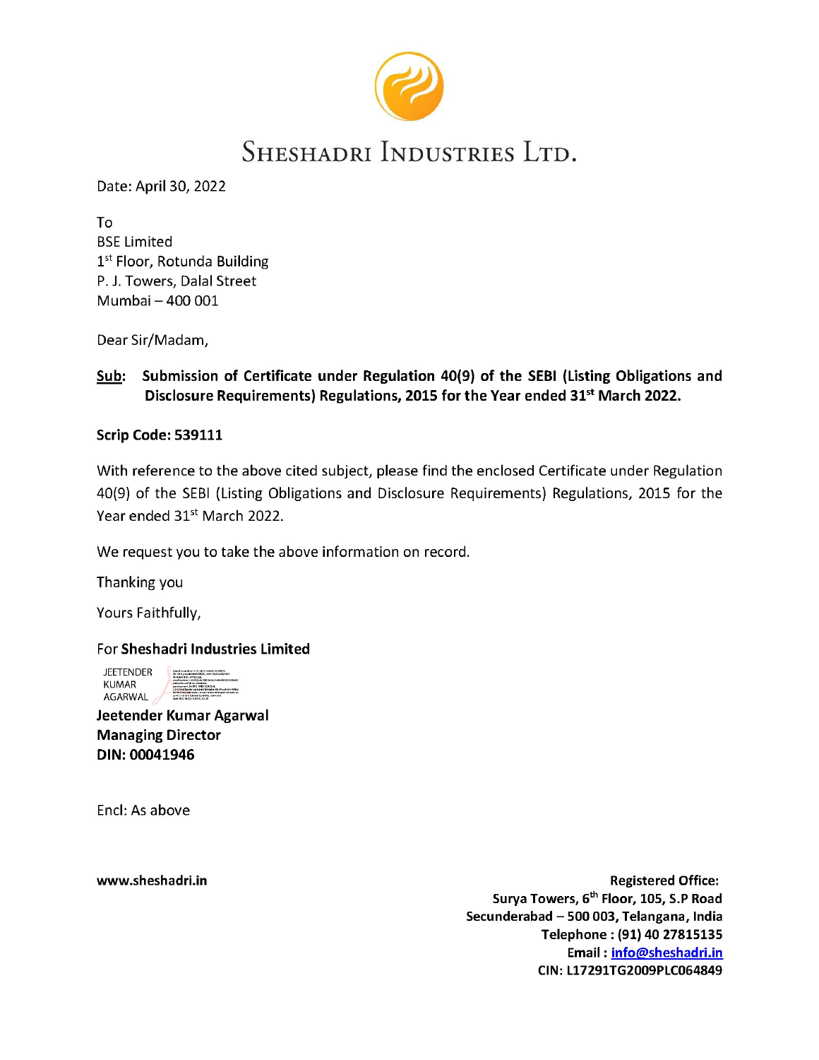# SHESHADRI INDUSTRIES LTD.

Date: April 30, 2022

To
BSE Limited
1st Floor, Rotunda Building
P. J. Towers, Dalal Street
Mumbai – 400 001

Dear Sir/Madam,

**Sub: Submission of Certificate under Regulation 40(9) of the SEBI (Listing Obligations and Disclosure Requirements) Regulations, 2015 for the Year ended 31st March 2022.**

**Scrip Code: 539111**

With reference to the above cited subject, please find the enclosed Certificate under Regulation 40(9) of the SEBI (Listing Obligations and Disclosure Requirements) Regulations, 2015 for the Year ended 31st March 2022.

We request you to take the above information on record.

Thanking you

Yours Faithfully,

For **Sheshadri Industries Limited**

JEETENDER KUMAR AGARWAL

**Jeetender Kumar Agarwal**
**Managing Director**
**DIN: 00041946**

Encl: As above

**www.sheshadri.in**

**Registered Office:**
**Surya Towers, 6th Floor, 105, S.P Road**
**Secunderabad – 500 003, Telangana, India**
**Telephone : (91) 40 27815135**
**Email : info@sheshadri.in**
**CIN: L17291TG2009PLC064849**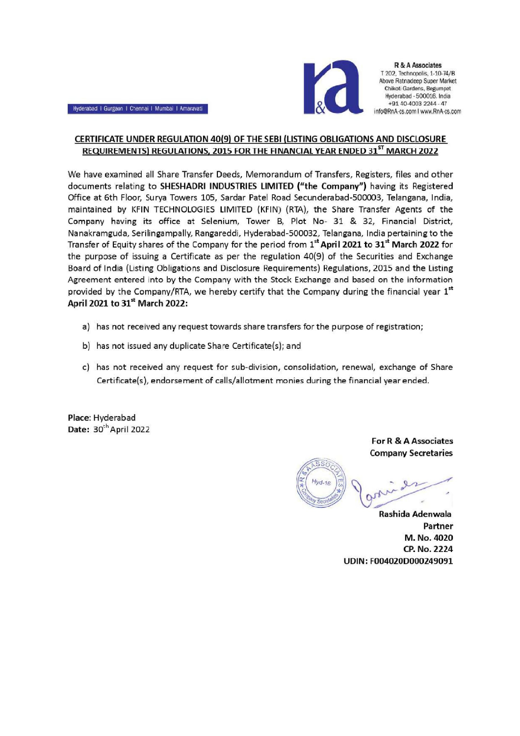R & A Associates
T 202, Technopolis, 1-10-74/B
Above Ratnadeep Super Market
Chikoti Gardens, Begumpet
Hyderabad - 500016. India
+91 40-4003 2244 - 47
info@RnA-cs.com | www.RnA-cs.com

Hyderabad | Gurgaon | Chennai | Mumbai | Amaravati

## CERTIFICATE UNDER REGULATION 40(9) OF THE SEBI (LISTING OBLIGATIONS AND DISCLOSURE REQUIREMENTS) REGULATIONS, 2015 FOR THE FINANCIAL YEAR ENDED 31ST MARCH 2022

We have examined all Share Transfer Deeds, Memorandum of Transfers, Registers, files and other documents relating to **SHESHADRI INDUSTRIES LIMITED ("the Company")** having its Registered Office at 6th Floor, Surya Towers 105, Sardar Patel Road Secunderabad-500003, Telangana, India, maintained by KFIN TECHNOLOGIES LIMITED (KFIN) (RTA), the Share Transfer Agents of the Company having its office at Selenium, Tower B, Plot No- 31 & 32, Financial District, Nanakramguda, Serilingampally, Rangareddi, Hyderabad-500032, Telangana, India pertaining to the Transfer of Equity shares of the Company for the period from 1st **April 2021 to 31st March 2022** for the purpose of issuing a Certificate as per the regulation 40(9) of the Securities and Exchange Board of India (Listing Obligations and Disclosure Requirements) Regulations, 2015 and the Listing Agreement entered into by the Company with the Stock Exchange and based on the information provided by the Company/RTA, we hereby certify that the Company during the financial year 1st **April 2021 to 31st March 2022:**

a) has not received any request towards share transfers for the purpose of registration;

b) has not issued any duplicate Share Certificate(s); and

c) has not received any request for sub-division, consolidation, renewal, exchange of Share Certificate(s), endorsement of calls/allotment monies during the financial year ended.

**Place**: Hyderabad
**Date:** 30th April 2022

**For R & A Associates**
**Company Secretaries**

**Rashida Adenwala**
**Partner**
**M. No. 4020**
**CP. No. 2224**
**UDIN: F004020D000249091**